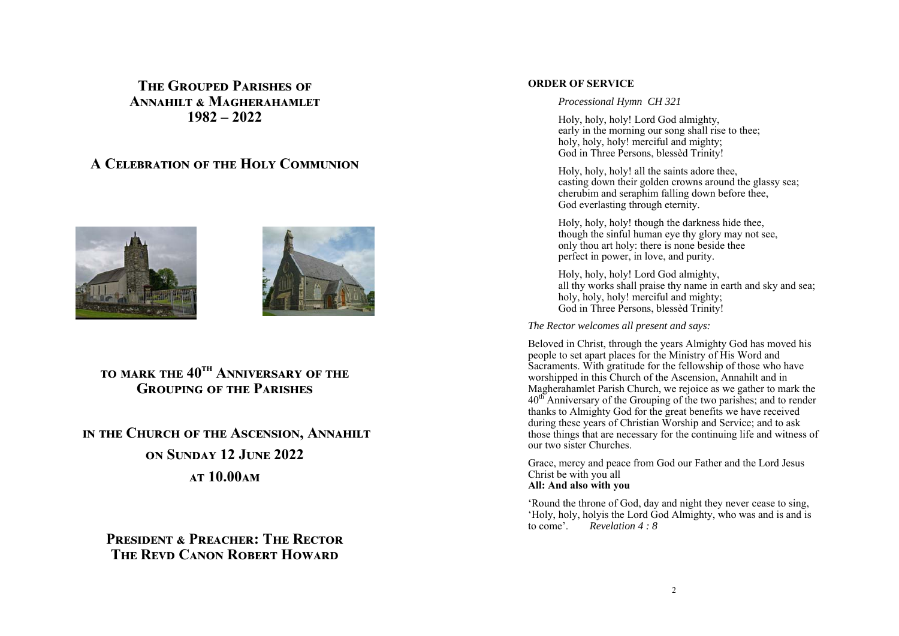# The Grouped Parishes of Annahilt & Magherahamlet 1982 – 2022

## A Celebration of the Holy Communion

## to mark the 40th Anniversary of the Grouping of the Parishes

## in the Church of the Ascension, Annahilt

## on Sunday 12 June 2022

## at 10.00am

### President & Preacher: The Rector
### The Revd Canon Robert Howard

**ORDER OF SERVICE**

*Processional Hymn CH 321*

Holy, holy, holy! Lord God almighty,
early in the morning our song shall rise to thee;
holy, holy, holy! merciful and mighty;
God in Three Persons, blessèd Trinity!

Holy, holy, holy! all the saints adore thee,
casting down their golden crowns around the glassy sea;
cherubim and seraphim falling down before thee,
God everlasting through eternity.

Holy, holy, holy! though the darkness hide thee,
though the sinful human eye thy glory may not see,
only thou art holy: there is none beside thee
perfect in power, in love, and purity.

Holy, holy, holy! Lord God almighty,
all thy works shall praise thy name in earth and sky and sea;
holy, holy, holy! merciful and mighty;
God in Three Persons, blessèd Trinity!

*The Rector welcomes all present and says:*

Beloved in Christ, through the years Almighty God has moved his people to set apart places for the Ministry of His Word and Sacraments. With gratitude for the fellowship of those who have worshipped in this Church of the Ascension, Annahilt and in Magherahamlet Parish Church, we rejoice as we gather to mark the 40th Anniversary of the Grouping of the two parishes; and to render thanks to Almighty God for the great benefits we have received during these years of Christian Worship and Service; and to ask those things that are necessary for the continuing life and witness of our two sister Churches.

Grace, mercy and peace from God our Father and the Lord Jesus Christ be with you all
**All: And also with you**

'Round the throne of God, day and night they never cease to sing, 'Holy, holy, holyis the Lord God Almighty, who was and is and is to come'. *Revelation 4 : 8*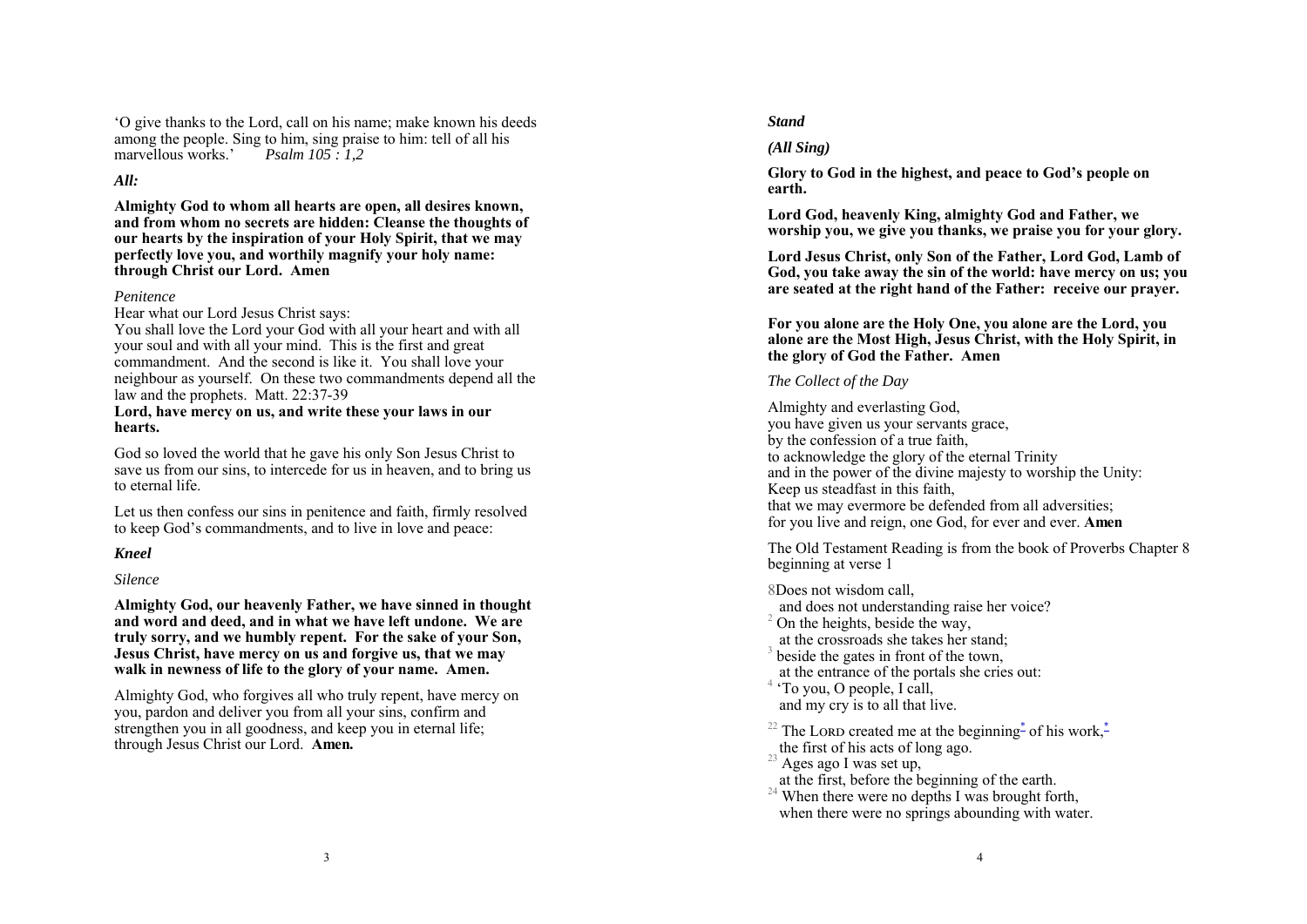'O give thanks to the Lord, call on his name; make known his deeds among the people. Sing to him, sing praise to him: tell of all his marvellous works.' *Psalm 105 : 1,2*

***All:***

**Almighty God to whom all hearts are open, all desires known, and from whom no secrets are hidden: Cleanse the thoughts of our hearts by the inspiration of your Holy Spirit, that we may perfectly love you, and worthily magnify your holy name: through Christ our Lord. Amen**

*Penitence*

Hear what our Lord Jesus Christ says:
You shall love the Lord your God with all your heart and with all your soul and with all your mind. This is the first and great commandment. And the second is like it. You shall love your neighbour as yourself. On these two commandments depend all the law and the prophets. Matt. 22:37-39

**Lord, have mercy on us, and write these your laws in our hearts.**

God so loved the world that he gave his only Son Jesus Christ to save us from our sins, to intercede for us in heaven, and to bring us to eternal life.

Let us then confess our sins in penitence and faith, firmly resolved to keep God's commandments, and to live in love and peace:

***Kneel***

*Silence*

**Almighty God, our heavenly Father, we have sinned in thought and word and deed, and in what we have left undone. We are truly sorry, and we humbly repent. For the sake of your Son, Jesus Christ, have mercy on us and forgive us, that we may walk in newness of life to the glory of your name. Amen.**

Almighty God, who forgives all who truly repent, have mercy on you, pardon and deliver you from all your sins, confirm and strengthen you in all goodness, and keep you in eternal life; through Jesus Christ our Lord. **Amen.**

***Stand***

***(All Sing)***

**Glory to God in the highest, and peace to God's people on earth.**

**Lord God, heavenly King, almighty God and Father, we worship you, we give you thanks, we praise you for your glory.**

**Lord Jesus Christ, only Son of the Father, Lord God, Lamb of God, you take away the sin of the world: have mercy on us; you are seated at the right hand of the Father: receive our prayer.**

**For you alone are the Holy One, you alone are the Lord, you alone are the Most High, Jesus Christ, with the Holy Spirit, in the glory of God the Father. Amen**

*The Collect of the Day*

Almighty and everlasting God,
you have given us your servants grace,
by the confession of a true faith,
to acknowledge the glory of the eternal Trinity
and in the power of the divine majesty to worship the Unity:
Keep us steadfast in this faith,
that we may evermore be defended from all adversities;
for you live and reign, one God, for ever and ever. **Amen**

The Old Testament Reading is from the book of Proverbs Chapter 8 beginning at verse 1

8Does not wisdom call,
and does not understanding raise her voice?
[2] On the heights, beside the way,
at the crossroads she takes her stand;
[3] beside the gates in front of the town,
at the entrance of the portals she cries out:
[4] 'To you, O people, I call,
and my cry is to all that live.

[22] The LORD created me at the beginning* of his work,*
the first of his acts of long ago.
[23] Ages ago I was set up,
at the first, before the beginning of the earth.
[24] When there were no depths I was brought forth,
when there were no springs abounding with water.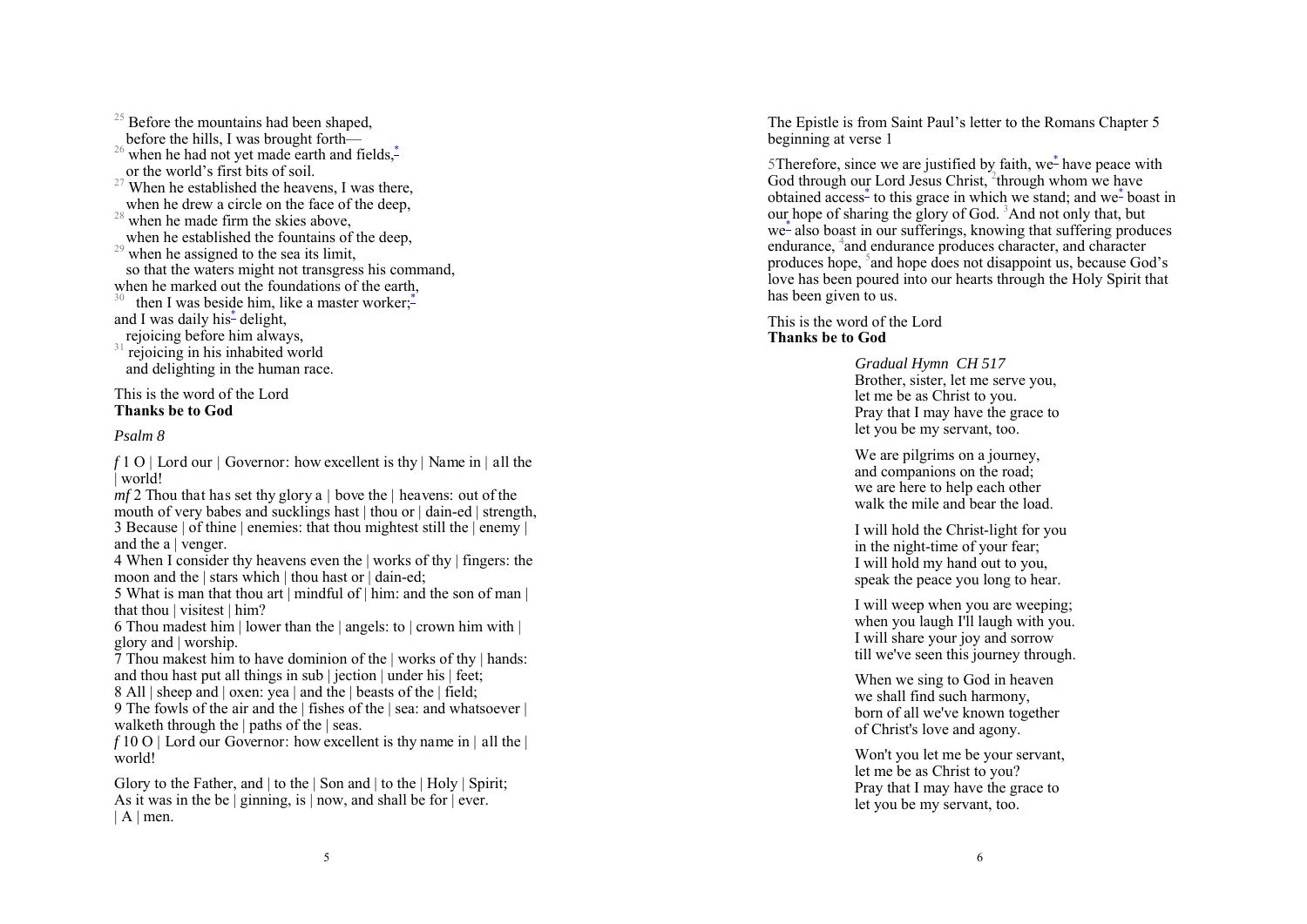[25] Before the mountains had been shaped,
before the hills, I was brought forth—
[26] when he had not yet made earth and fields,*
or the world's first bits of soil.
[27] When he established the heavens, I was there,
when he drew a circle on the face of the deep,
[28] when he made firm the skies above,
when he established the fountains of the deep,
[29] when he assigned to the sea its limit,
so that the waters might not transgress his command,
when he marked out the foundations of the earth,
[30] then I was beside him, like a master worker;*
and I was daily his* delight,
rejoicing before him always,
[31] rejoicing in his inhabited world
and delighting in the human race.

This is the word of the Lord
**Thanks be to God**

*Psalm 8*

*f* 1 O | Lord our | Governor: how excellent is thy | Name in | all the | world!
*mf* 2 Thou that has set thy glory a | bove the | heavens: out of the mouth of very babes and sucklings hast | thou or | dain-ed | strength,
3 Because | of thine | enemies: that thou mightest still the | enemy | and the a | venger.
4 When I consider thy heavens even the | works of thy | fingers: the moon and the | stars which | thou hast or | dain-ed;
5 What is man that thou art | mindful of | him: and the son of man | that thou | visitest | him?
6 Thou madest him | lower than the | angels: to | crown him with | glory and | worship.
7 Thou makest him to have dominion of the | works of thy | hands: and thou hast put all things in sub | jection | under his | feet;
8 All | sheep and | oxen: yea | and the | beasts of the | field;
9 The fowls of the air and the | fishes of the | sea: and whatsoever | walketh through the | paths of the | seas.
*f* 10 O | Lord our Governor: how excellent is thy name in | all the | world!

Glory to the Father, and | to the | Son and | to the | Holy | Spirit;
As it was in the be | ginning, is | now, and shall be for | ever.
| A | men.

The Epistle is from Saint Paul's letter to the Romans Chapter 5 beginning at verse 1

5Therefore, since we are justified by faith, we* have peace with God through our Lord Jesus Christ, [2]through whom we have obtained access* to this grace in which we stand; and we* boast in our hope of sharing the glory of God. [3]And not only that, but we* also boast in our sufferings, knowing that suffering produces endurance, [4]and endurance produces character, and character produces hope, [5]and hope does not disappoint us, because God's love has been poured into our hearts through the Holy Spirit that has been given to us.

This is the word of the Lord
**Thanks be to God**

*Gradual Hymn CH 517*
Brother, sister, let me serve you,
let me be as Christ to you.
Pray that I may have the grace to
let you be my servant, too.

We are pilgrims on a journey,
and companions on the road;
we are here to help each other
walk the mile and bear the load.

I will hold the Christ-light for you
in the night-time of your fear;
I will hold my hand out to you,
speak the peace you long to hear.

I will weep when you are weeping;
when you laugh I'll laugh with you.
I will share your joy and sorrow
till we've seen this journey through.

When we sing to God in heaven
we shall find such harmony,
born of all we've known together
of Christ's love and agony.

Won't you let me be your servant,
let me be as Christ to you?
Pray that I may have the grace to
let you be my servant, too.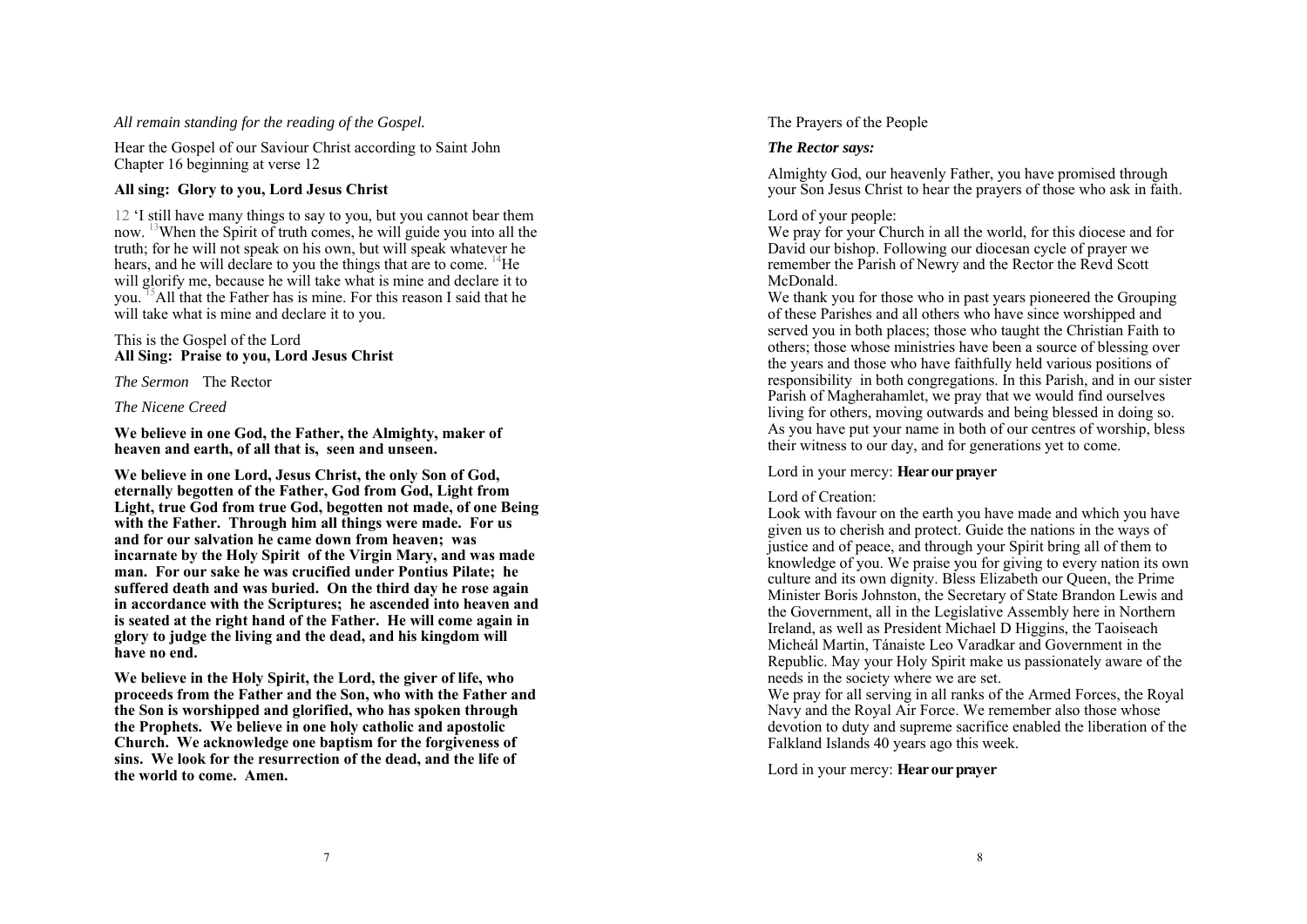*All remain standing for the reading of the Gospel.*

Hear the Gospel of our Saviour Christ according to Saint John Chapter 16 beginning at verse 12

**All sing: Glory to you, Lord Jesus Christ**

12 'I still have many things to say to you, but you cannot bear them now. [13]When the Spirit of truth comes, he will guide you into all the truth; for he will not speak on his own, but will speak whatever he hears, and he will declare to you the things that are to come. [14]He will glorify me, because he will take what is mine and declare it to you. [15]All that the Father has is mine. For this reason I said that he will take what is mine and declare it to you.

This is the Gospel of the Lord
**All Sing: Praise to you, Lord Jesus Christ**

*The Sermon* The Rector

*The Nicene Creed*

**We believe in one God, the Father, the Almighty, maker of heaven and earth, of all that is, seen and unseen.**

**We believe in one Lord, Jesus Christ, the only Son of God, eternally begotten of the Father, God from God, Light from Light, true God from true God, begotten not made, of one Being with the Father. Through him all things were made. For us and for our salvation he came down from heaven; was incarnate by the Holy Spirit of the Virgin Mary, and was made man. For our sake he was crucified under Pontius Pilate; he suffered death and was buried. On the third day he rose again in accordance with the Scriptures; he ascended into heaven and is seated at the right hand of the Father. He will come again in glory to judge the living and the dead, and his kingdom will have no end.**

**We believe in the Holy Spirit, the Lord, the giver of life, who proceeds from the Father and the Son, who with the Father and the Son is worshipped and glorified, who has spoken through the Prophets. We believe in one holy catholic and apostolic Church. We acknowledge one baptism for the forgiveness of sins. We look for the resurrection of the dead, and the life of the world to come. Amen.**

The Prayers of the People

***The Rector says:***

Almighty God, our heavenly Father, you have promised through your Son Jesus Christ to hear the prayers of those who ask in faith.

Lord of your people:
We pray for your Church in all the world, for this diocese and for David our bishop. Following our diocesan cycle of prayer we remember the Parish of Newry and the Rector the Revd Scott McDonald.
We thank you for those who in past years pioneered the Grouping of these Parishes and all others who have since worshipped and served you in both places; those who taught the Christian Faith to others; those whose ministries have been a source of blessing over the years and those who have faithfully held various positions of responsibility in both congregations. In this Parish, and in our sister Parish of Magherahamlet, we pray that we would find ourselves living for others, moving outwards and being blessed in doing so. As you have put your name in both of our centres of worship, bless their witness to our day, and for generations yet to come.

Lord in your mercy: **Hear our prayer**

Lord of Creation:
Look with favour on the earth you have made and which you have given us to cherish and protect. Guide the nations in the ways of justice and of peace, and through your Spirit bring all of them to knowledge of you. We praise you for giving to every nation its own culture and its own dignity. Bless Elizabeth our Queen, the Prime Minister Boris Johnston, the Secretary of State Brandon Lewis and the Government, all in the Legislative Assembly here in Northern Ireland, as well as President Michael D Higgins, the Taoiseach Micheál Martin, Tánaiste Leo Varadkar and Government in the Republic. May your Holy Spirit make us passionately aware of the needs in the society where we are set.
We pray for all serving in all ranks of the Armed Forces, the Royal Navy and the Royal Air Force. We remember also those whose devotion to duty and supreme sacrifice enabled the liberation of the Falkland Islands 40 years ago this week.

Lord in your mercy: **Hear our prayer**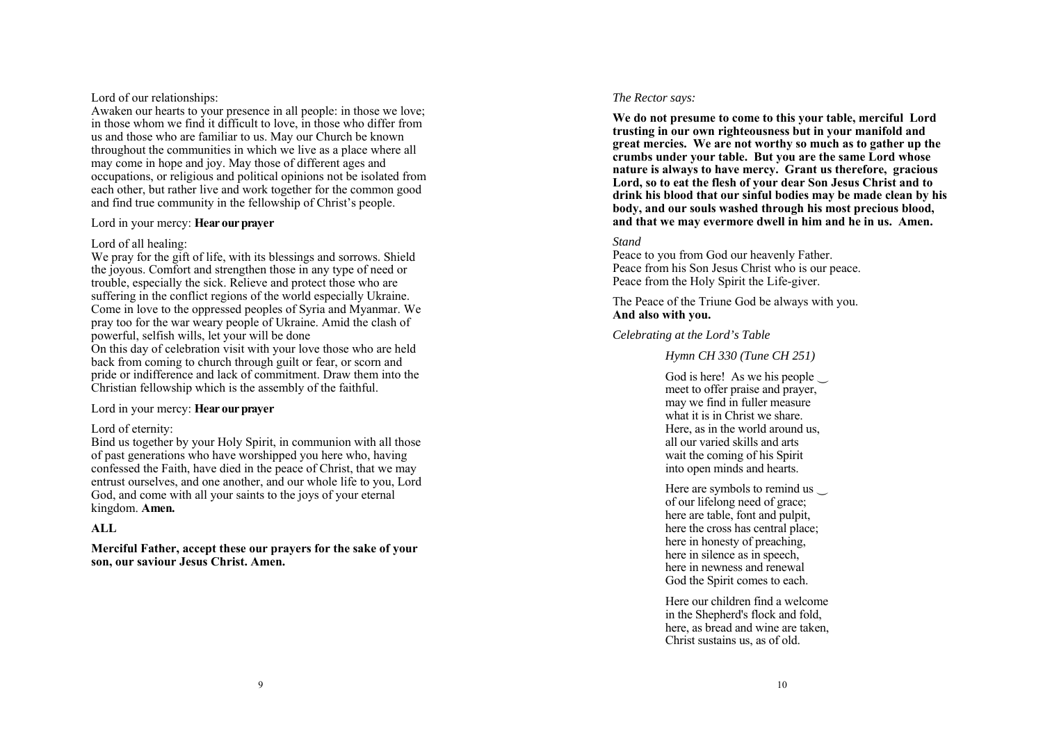Lord of our relationships:
Awaken our hearts to your presence in all people: in those we love; in those whom we find it difficult to love, in those who differ from us and those who are familiar to us. May our Church be known throughout the communities in which we live as a place where all may come in hope and joy. May those of different ages and occupations, or religious and political opinions not be isolated from each other, but rather live and work together for the common good and find true community in the fellowship of Christ's people.

Lord in your mercy: **Hear our prayer**

Lord of all healing:
We pray for the gift of life, with its blessings and sorrows. Shield the joyous. Comfort and strengthen those in any type of need or trouble, especially the sick. Relieve and protect those who are suffering in the conflict regions of the world especially Ukraine. Come in love to the oppressed peoples of Syria and Myanmar. We pray too for the war weary people of Ukraine. Amid the clash of powerful, selfish wills, let your will be done
On this day of celebration visit with your love those who are held back from coming to church through guilt or fear, or scorn and pride or indifference and lack of commitment. Draw them into the Christian fellowship which is the assembly of the faithful.

Lord in your mercy: **Hear our prayer**

Lord of eternity:
Bind us together by your Holy Spirit, in communion with all those of past generations who have worshipped you here who, having confessed the Faith, have died in the peace of Christ, that we may entrust ourselves, and one another, and our whole life to you, Lord God, and come with all your saints to the joys of your eternal kingdom. **Amen.**

**ALL**

**Merciful Father, accept these our prayers for the sake of your son, our saviour Jesus Christ. Amen.**

*The Rector says:*

**We do not presume to come to this your table, merciful Lord trusting in our own righteousness but in your manifold and great mercies. We are not worthy so much as to gather up the crumbs under your table. But you are the same Lord whose nature is always to have mercy. Grant us therefore, gracious Lord, so to eat the flesh of your dear Son Jesus Christ and to drink his blood that our sinful bodies may be made clean by his body, and our souls washed through his most precious blood, and that we may evermore dwell in him and he in us. Amen.**

*Stand*

Peace to you from God our heavenly Father.
Peace from his Son Jesus Christ who is our peace.
Peace from the Holy Spirit the Life-giver.

The Peace of the Triune God be always with you.
**And also with you.**

*Celebrating at the Lord's Table*

*Hymn CH 330 (Tune CH 251)*

God is here! As we his people ‿
meet to offer praise and prayer,
may we find in fuller measure
what it is in Christ we share.
Here, as in the world around us,
all our varied skills and arts
wait the coming of his Spirit
into open minds and hearts.

Here are symbols to remind us ‿
of our lifelong need of grace;
here are table, font and pulpit,
here the cross has central place;
here in honesty of preaching,
here in silence as in speech,
here in newness and renewal
God the Spirit comes to each.

Here our children find a welcome
in the Shepherd's flock and fold,
here, as bread and wine are taken,
Christ sustains us, as of old.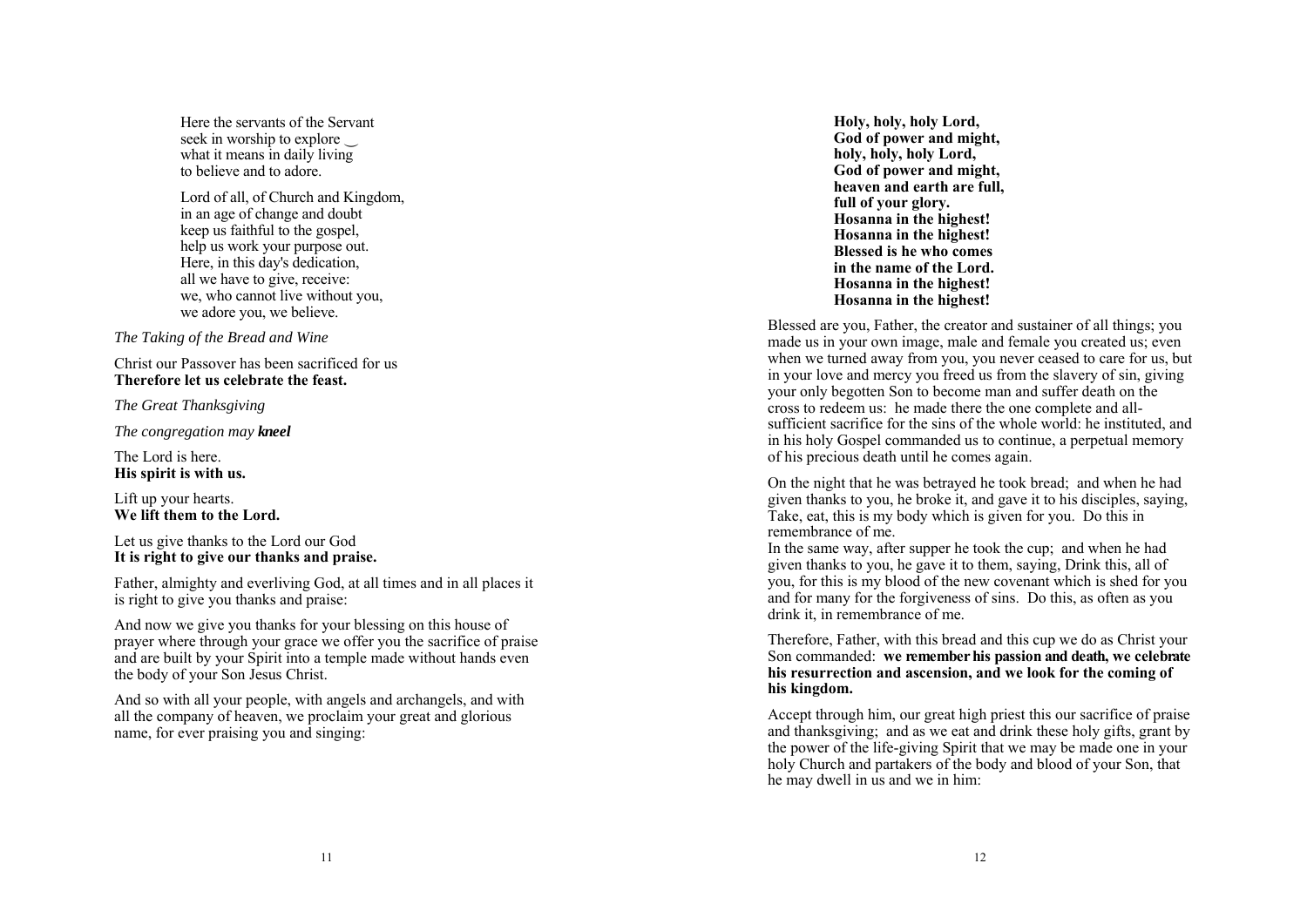Here the servants of the Servant
seek in worship to explore
what it means in daily living
to believe and to adore.

Lord of all, of Church and Kingdom,
in an age of change and doubt
keep us faithful to the gospel,
help us work your purpose out.
Here, in this day's dedication,
all we have to give, receive:
we, who cannot live without you,
we adore you, we believe.

*The Taking of the Bread and Wine*

Christ our Passover has been sacrificed for us
**Therefore let us celebrate the feast.**

*The Great Thanksgiving*

*The congregation may* ***kneel***

The Lord is here.
**His spirit is with us.**

Lift up your hearts.
**We lift them to the Lord.**

Let us give thanks to the Lord our God
**It is right to give our thanks and praise.**

Father, almighty and everliving God, at all times and in all places it is right to give you thanks and praise:

And now we give you thanks for your blessing on this house of prayer where through your grace we offer you the sacrifice of praise and are built by your Spirit into a temple made without hands even the body of your Son Jesus Christ.

And so with all your people, with angels and archangels, and with all the company of heaven, we proclaim your great and glorious name, for ever praising you and singing:

**Holy, holy, holy Lord,
God of power and might,
holy, holy, holy Lord,
God of power and might,
heaven and earth are full,
full of your glory.
Hosanna in the highest!
Hosanna in the highest!
Blessed is he who comes
in the name of the Lord.
Hosanna in the highest!
Hosanna in the highest!**

Blessed are you, Father, the creator and sustainer of all things; you made us in your own image, male and female you created us; even when we turned away from you, you never ceased to care for us, but in your love and mercy you freed us from the slavery of sin, giving your only begotten Son to become man and suffer death on the cross to redeem us: he made there the one complete and all-sufficient sacrifice for the sins of the whole world: he instituted, and in his holy Gospel commanded us to continue, a perpetual memory of his precious death until he comes again.

On the night that he was betrayed he took bread; and when he had given thanks to you, he broke it, and gave it to his disciples, saying, Take, eat, this is my body which is given for you. Do this in remembrance of me.
In the same way, after supper he took the cup; and when he had given thanks to you, he gave it to them, saying, Drink this, all of you, for this is my blood of the new covenant which is shed for you and for many for the forgiveness of sins. Do this, as often as you drink it, in remembrance of me.

Therefore, Father, with this bread and this cup we do as Christ your Son commanded: **we remember his passion and death, we celebrate his resurrection and ascension, and we look for the coming of his kingdom.**

Accept through him, our great high priest this our sacrifice of praise and thanksgiving; and as we eat and drink these holy gifts, grant by the power of the life-giving Spirit that we may be made one in your holy Church and partakers of the body and blood of your Son, that he may dwell in us and we in him: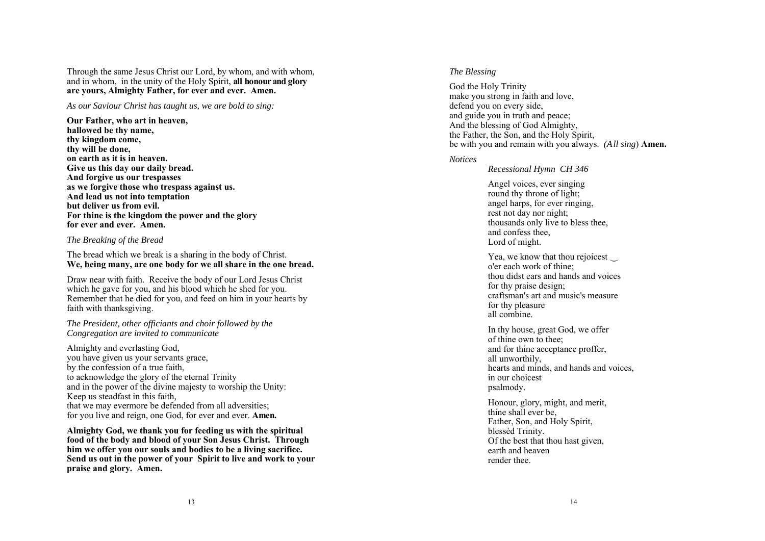Through the same Jesus Christ our Lord, by whom, and with whom, and in whom, in the unity of the Holy Spirit, **all honour and glory are yours, Almighty Father, for ever and ever. Amen.**

*As our Saviour Christ has taught us, we are bold to sing:*

**Our Father, who art in heaven,**
**hallowed be thy name,**
**thy kingdom come,**
**thy will be done,**
**on earth as it is in heaven.**
**Give us this day our daily bread.**
**And forgive us our trespasses**
**as we forgive those who trespass against us.**
**And lead us not into temptation**
**but deliver us from evil.**
**For thine is the kingdom the power and the glory**
**for ever and ever. Amen.**

*The Breaking of the Bread*

The bread which we break is a sharing in the body of Christ.
**We, being many, are one body for we all share in the one bread.**

Draw near with faith. Receive the body of our Lord Jesus Christ which he gave for you, and his blood which he shed for you. Remember that he died for you, and feed on him in your hearts by faith with thanksgiving.

*The President, other officiants and choir followed by the Congregation are invited to communicate*

Almighty and everlasting God,
you have given us your servants grace,
by the confession of a true faith,
to acknowledge the glory of the eternal Trinity
and in the power of the divine majesty to worship the Unity:
Keep us steadfast in this faith,
that we may evermore be defended from all adversities;
for you live and reign, one God, for ever and ever. **Amen.**

**Almighty God, we thank you for feeding us with the spiritual food of the body and blood of your Son Jesus Christ. Through him we offer you our souls and bodies to be a living sacrifice. Send us out in the power of your Spirit to live and work to your praise and glory. Amen.**

*The Blessing*

God the Holy Trinity
make you strong in faith and love,
defend you on every side,
and guide you in truth and peace;
And the blessing of God Almighty,
the Father, the Son, and the Holy Spirit,
be with you and remain with you always. *(All sing)* **Amen.**

*Notices*

*Recessional Hymn CH 346*

Angel voices, ever singing
round thy throne of light;
angel harps, for ever ringing,
rest not day nor night;
thousands only live to bless thee,
and confess thee,
Lord of might.

Yea, we know that thou rejoicest ‿
o'er each work of thine;
thou didst ears and hands and voices
for thy praise design;
craftsman's art and music's measure
for thy pleasure
all combine.

In thy house, great God, we offer
of thine own to thee;
and for thine acceptance proffer,
all unworthily,
hearts and minds, and hands and voices,
in our choicest
psalmody.

Honour, glory, might, and merit,
thine shall ever be,
Father, Son, and Holy Spirit,
blessèd Trinity.
Of the best that thou hast given,
earth and heaven
render thee.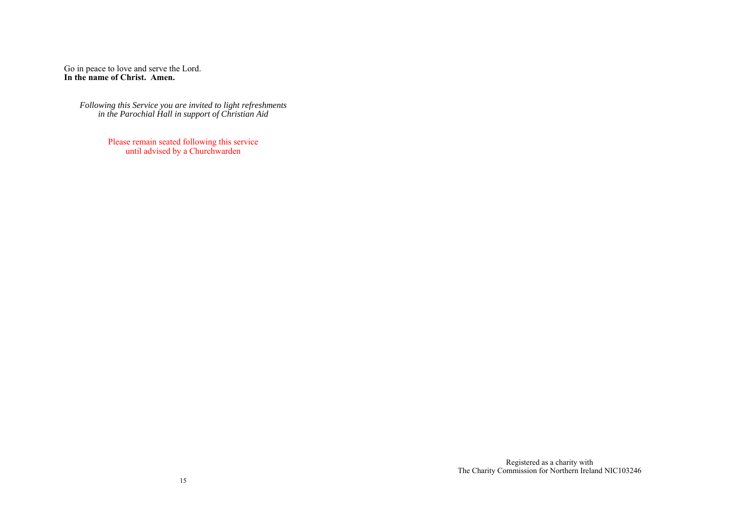Go in peace to love and serve the Lord.
**In the name of Christ. Amen.**

*Following this Service you are invited to light refreshments in the Parochial Hall in support of Christian Aid*

Please remain seated following this service until advised by a Churchwarden

Registered as a charity with
The Charity Commission for Northern Ireland NIC103246